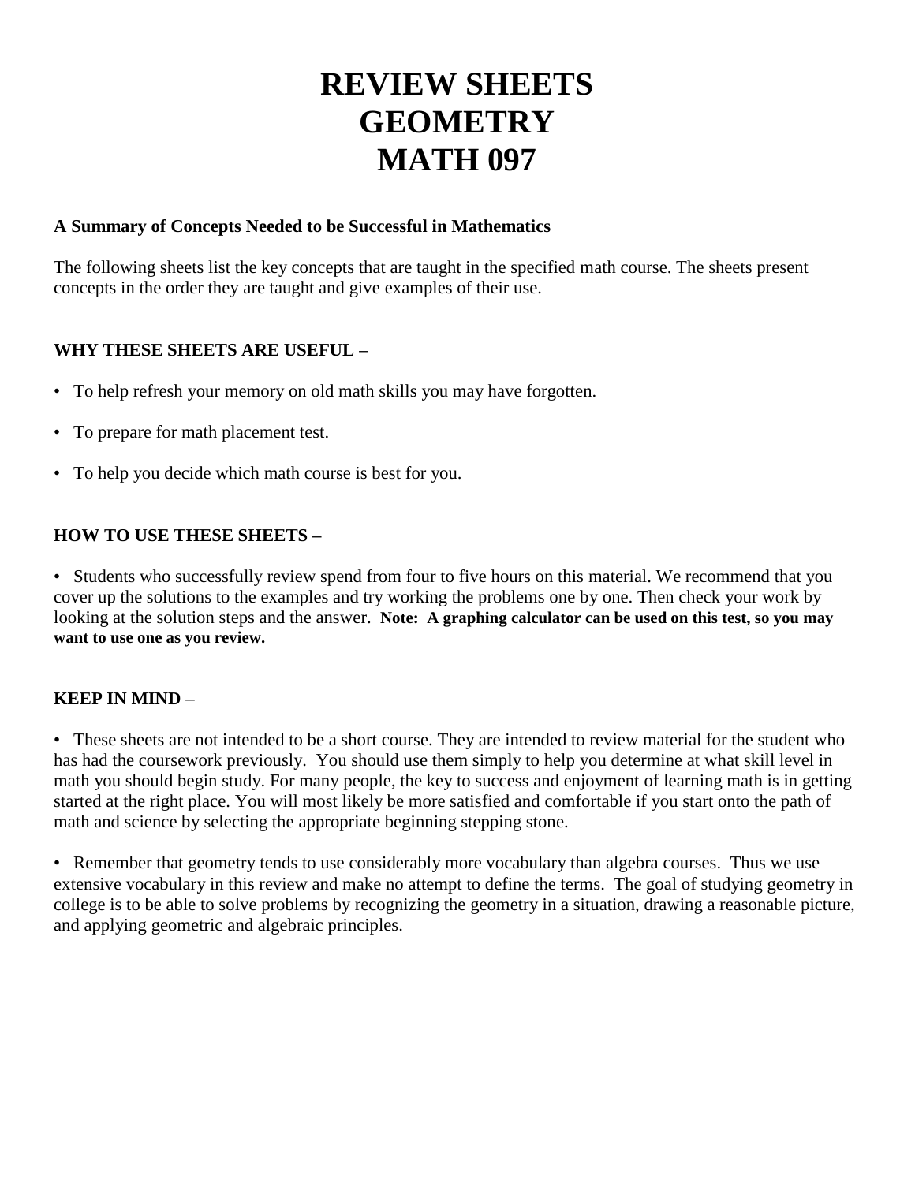# REVIEW SHEETS
# GEOMETRY
# MATH 097

**A Summary of Concepts Needed to be Successful in Mathematics**

The following sheets list the key concepts that are taught in the specified math course. The sheets present concepts in the order they are taught and give examples of their use.

**WHY THESE SHEETS ARE USEFUL –**

- To help refresh your memory on old math skills you may have forgotten.
- To prepare for math placement test.
- To help you decide which math course is best for you.

**HOW TO USE THESE SHEETS –**

- Students who successfully review spend from four to five hours on this material. We recommend that you cover up the solutions to the examples and try working the problems one by one. Then check your work by looking at the solution steps and the answer. **Note: A graphing calculator can be used on this test, so you may want to use one as you review.**

**KEEP IN MIND –**

- These sheets are not intended to be a short course. They are intended to review material for the student who has had the coursework previously. You should use them simply to help you determine at what skill level in math you should begin study. For many people, the key to success and enjoyment of learning math is in getting started at the right place. You will most likely be more satisfied and comfortable if you start onto the path of math and science by selecting the appropriate beginning stepping stone.

- Remember that geometry tends to use considerably more vocabulary than algebra courses. Thus we use extensive vocabulary in this review and make no attempt to define the terms. The goal of studying geometry in college is to be able to solve problems by recognizing the geometry in a situation, drawing a reasonable picture, and applying geometric and algebraic principles.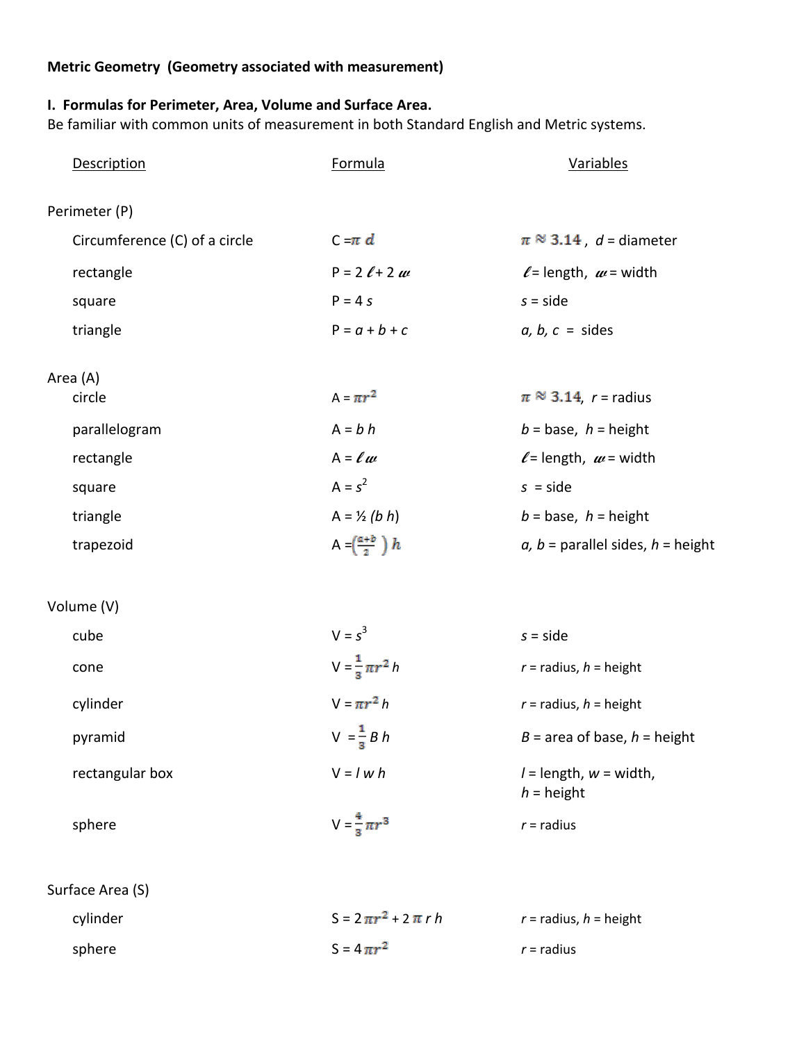**Metric Geometry (Geometry associated with measurement)**

**I. Formulas for Perimeter, Area, Volume and Surface Area.**
Be familiar with common units of measurement in both Standard English and Metric systems.

| Description | Formula | Variables |
|---|---|---|
| **Perimeter (P)** | | |
| Circumference (C) of a circle | $C = \pi d$ | $\pi \approx 3.14$, $d$ = diameter |
| rectangle | $P = 2\ell + 2w$ | $\ell$ = length, $w$ = width |
| square | $P = 4s$ | $s$ = side |
| triangle | $P = a + b + c$ | $a, b, c$ = sides |
| **Area (A)** | | |
| circle | $A = \pi r^2$ | $\pi \approx 3.14$, $r$ = radius |
| parallelogram | $A = bh$ | $b$ = base, $h$ = height |
| rectangle | $A = \ell w$ | $\ell$ = length, $w$ = width |
| square | $A = s^2$ | $s$ = side |
| triangle | $A = \frac{1}{2}(bh)$ | $b$ = base, $h$ = height |
| trapezoid | $A = \left(\frac{a+b}{2}\right)h$ | $a, b$ = parallel sides, $h$ = height |
| **Volume (V)** | | |
| cube | $V = s^3$ | $s$ = side |
| cone | $V = \frac{1}{3}\pi r^2 h$ | $r$ = radius, $h$ = height |
| cylinder | $V = \pi r^2 h$ | $r$ = radius, $h$ = height |
| pyramid | $V = \frac{1}{3}Bh$ | $B$ = area of base, $h$ = height |
| rectangular box | $V = lwh$ | $l$ = length, $w$ = width, $h$ = height |
| sphere | $V = \frac{4}{3}\pi r^3$ | $r$ = radius |
| **Surface Area (S)** | | |
| cylinder | $S = 2\pi r^2 + 2\pi rh$ | $r$ = radius, $h$ = height |
| sphere | $S = 4\pi r^2$ | $r$ = radius |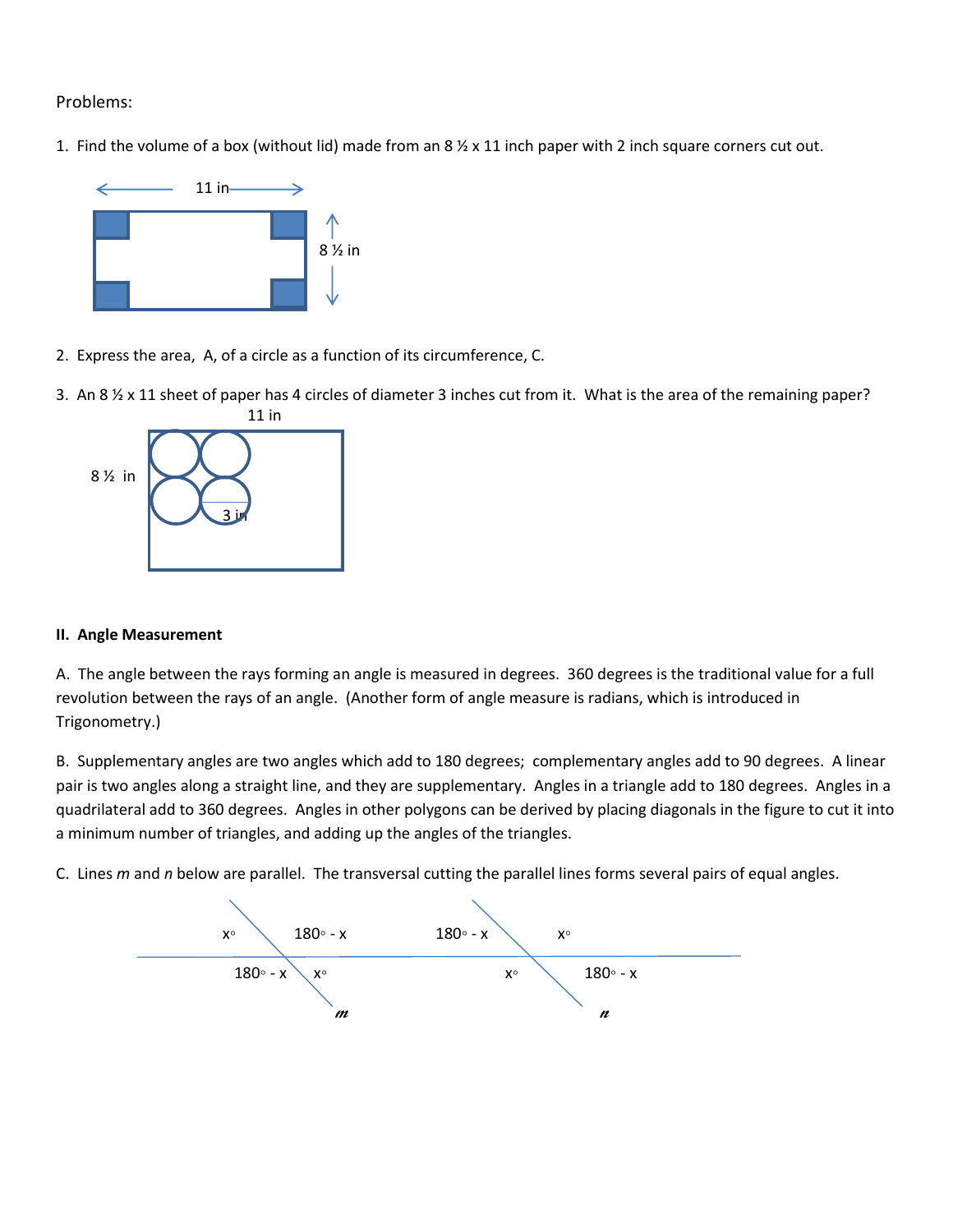Problems:

1. Find the volume of a box (without lid) made from an 8 ½ x 11 inch paper with 2 inch square corners cut out.

2. Express the area, A, of a circle as a function of its circumference, C.

3. An 8 ½ x 11 sheet of paper has 4 circles of diameter 3 inches cut from it. What is the area of the remaining paper?

**II. Angle Measurement**

A. The angle between the rays forming an angle is measured in degrees. 360 degrees is the traditional value for a full revolution between the rays of an angle. (Another form of angle measure is radians, which is introduced in Trigonometry.)

B. Supplementary angles are two angles which add to 180 degrees; complementary angles add to 90 degrees. A linear pair is two angles along a straight line, and they are supplementary. Angles in a triangle add to 180 degrees. Angles in a quadrilateral add to 360 degrees. Angles in other polygons can be derived by placing diagonals in the figure to cut it into a minimum number of triangles, and adding up the angles of the triangles.

C. Lines *m* and *n* below are parallel. The transversal cutting the parallel lines forms several pairs of equal angles.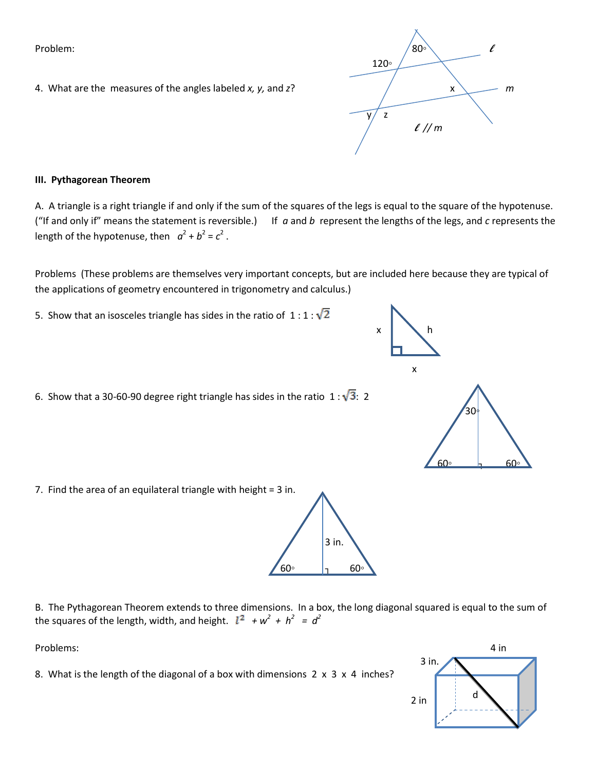Problem:

4. What are the measures of the angles labeled *x, y,* and *z*?

### III. Pythagorean Theorem

A. A triangle is a right triangle if and only if the sum of the squares of the legs is equal to the square of the hypotenuse. ("If and only if" means the statement is reversible.) If *a* and *b* represent the lengths of the legs, and *c* represents the length of the hypotenuse, then $a^2 + b^2 = c^2$.

Problems (These problems are themselves very important concepts, but are included here because they are typical of the applications of geometry encountered in trigonometry and calculus.)

5. Show that an isosceles triangle has sides in the ratio of $1 : 1 : \sqrt{2}$

6. Show that a 30-60-90 degree right triangle has sides in the ratio $1 : \sqrt{3} : 2$

7. Find the area of an equilateral triangle with height = 3 in.

B. The Pythagorean Theorem extends to three dimensions. In a box, the long diagonal squared is equal to the sum of the squares of the length, width, and height. $l^2 + w^2 + h^2 = d^2$

Problems:

8. What is the length of the diagonal of a box with dimensions 2 x 3 x 4 inches?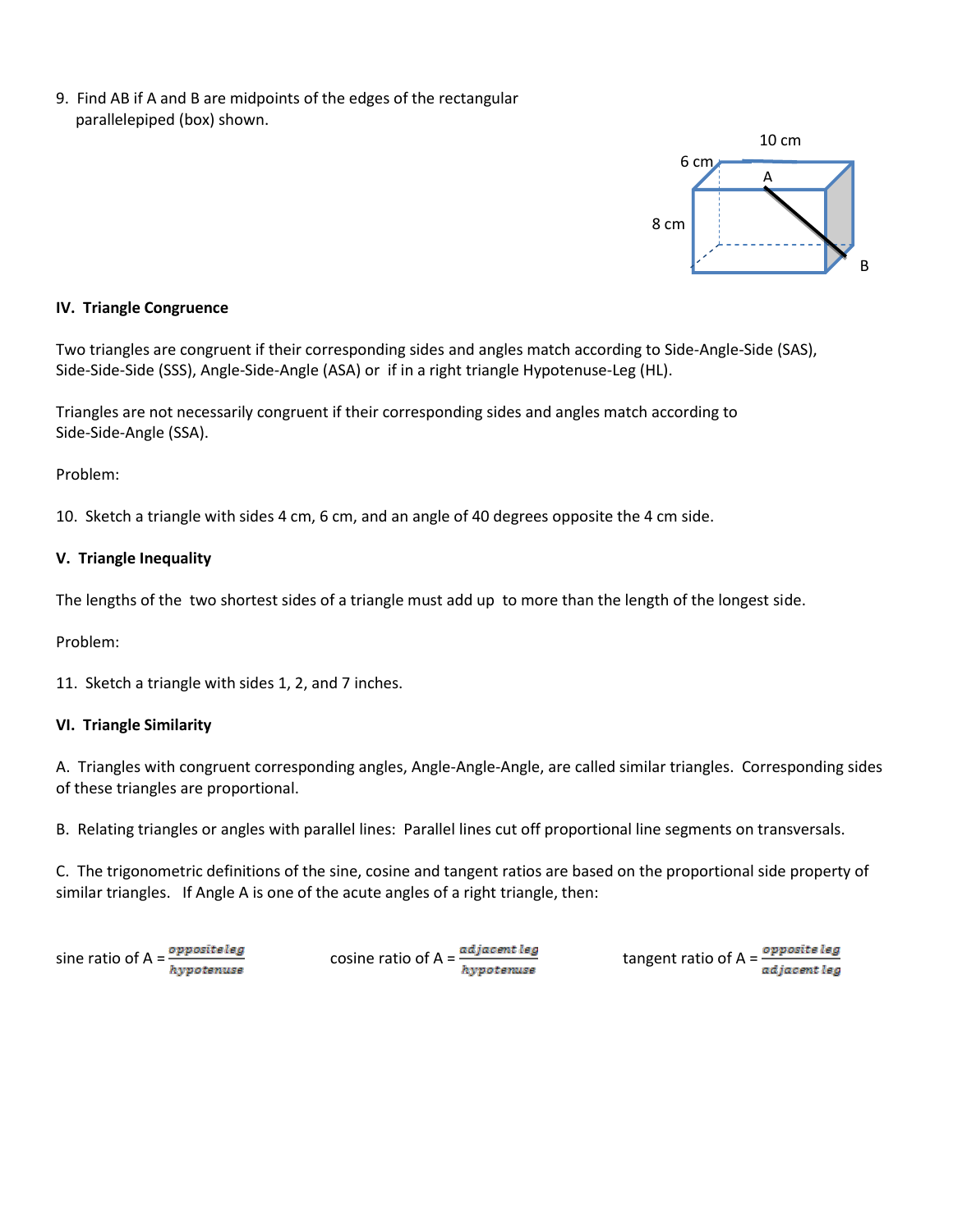9. Find AB if A and B are midpoints of the edges of the rectangular parallelepiped (box) shown.

10 cm

6 cm

A

8 cm

B

**IV. Triangle Congruence**

Two triangles are congruent if their corresponding sides and angles match according to Side-Angle-Side (SAS), Side-Side-Side (SSS), Angle-Side-Angle (ASA) or if in a right triangle Hypotenuse-Leg (HL).

Triangles are not necessarily congruent if their corresponding sides and angles match according to Side-Side-Angle (SSA).

Problem:

10. Sketch a triangle with sides 4 cm, 6 cm, and an angle of 40 degrees opposite the 4 cm side.

**V. Triangle Inequality**

The lengths of the two shortest sides of a triangle must add up to more than the length of the longest side.

Problem:

11. Sketch a triangle with sides 1, 2, and 7 inches.

**VI. Triangle Similarity**

A. Triangles with congruent corresponding angles, Angle-Angle-Angle, are called similar triangles. Corresponding sides of these triangles are proportional.

B. Relating triangles or angles with parallel lines: Parallel lines cut off proportional line segments on transversals.

C. The trigonometric definitions of the sine, cosine and tangent ratios are based on the proportional side property of similar triangles. If Angle A is one of the acute angles of a right triangle, then:

sine ratio of A = $\frac{\text{opposite leg}}{\text{hypotenuse}}$ cosine ratio of A = $\frac{\text{adjacent leg}}{\text{hypotenuse}}$ tangent ratio of A = $\frac{\text{opposite leg}}{\text{adjacent leg}}$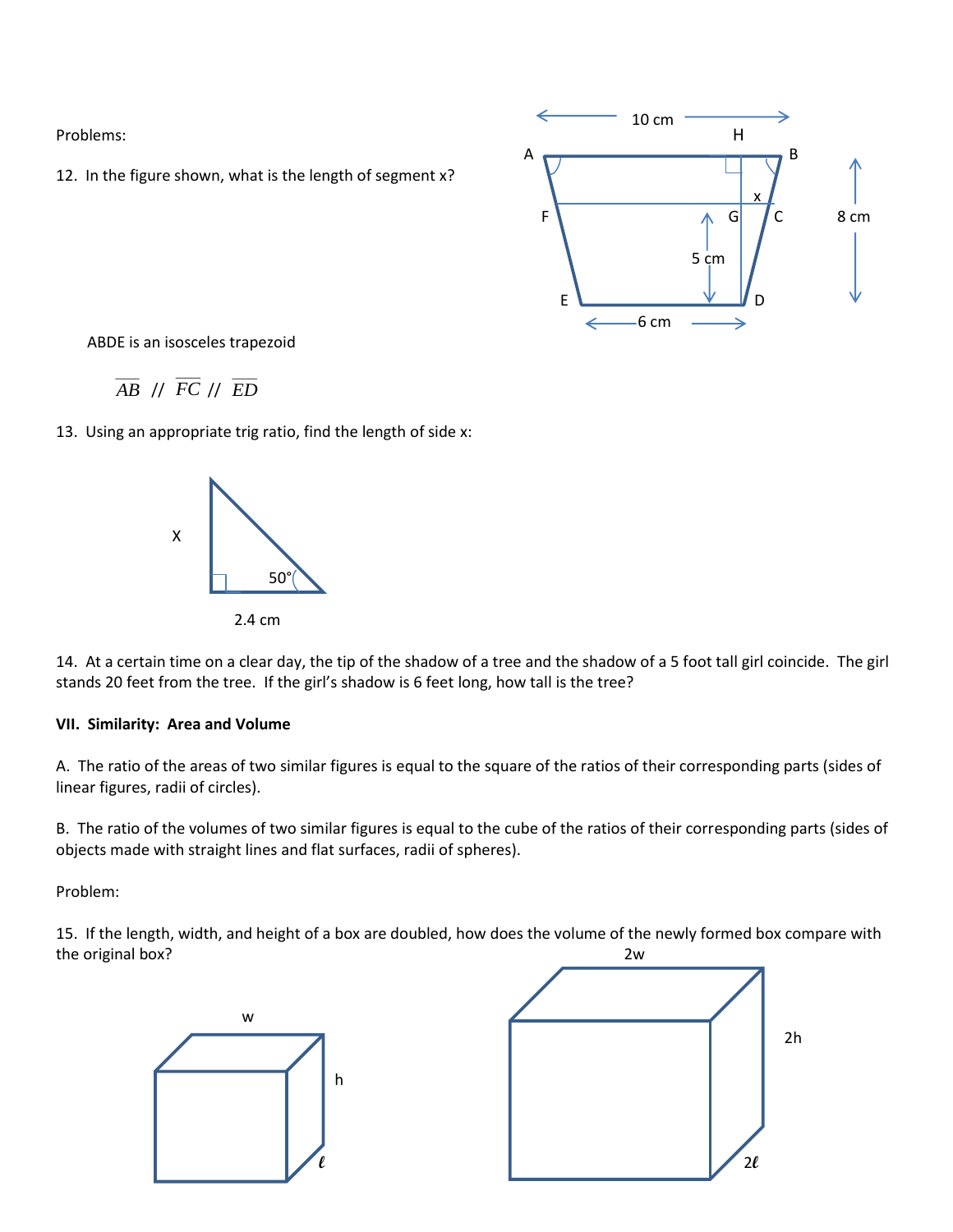Problems:

12. In the figure shown, what is the length of segment x?

10 cm

H

A B

x

F G C 8 cm

5 cm

E D

6 cm

ABDE is an isosceles trapezoid

$\overline{AB}$ // $\overline{FC}$ // $\overline{ED}$

13. Using an appropriate trig ratio, find the length of side x:

X

50°

2.4 cm

14. At a certain time on a clear day, the tip of the shadow of a tree and the shadow of a 5 foot tall girl coincide. The girl stands 20 feet from the tree. If the girl's shadow is 6 feet long, how tall is the tree?

**VII. Similarity: Area and Volume**

A. The ratio of the areas of two similar figures is equal to the square of the ratios of their corresponding parts (sides of linear figures, radii of circles).

B. The ratio of the volumes of two similar figures is equal to the cube of the ratios of their corresponding parts (sides of objects made with straight lines and flat surfaces, radii of spheres).

Problem:

15. If the length, width, and height of a box are doubled, how does the volume of the newly formed box compare with the original box?

w

h

$\ell$

2w

2h

$2\ell$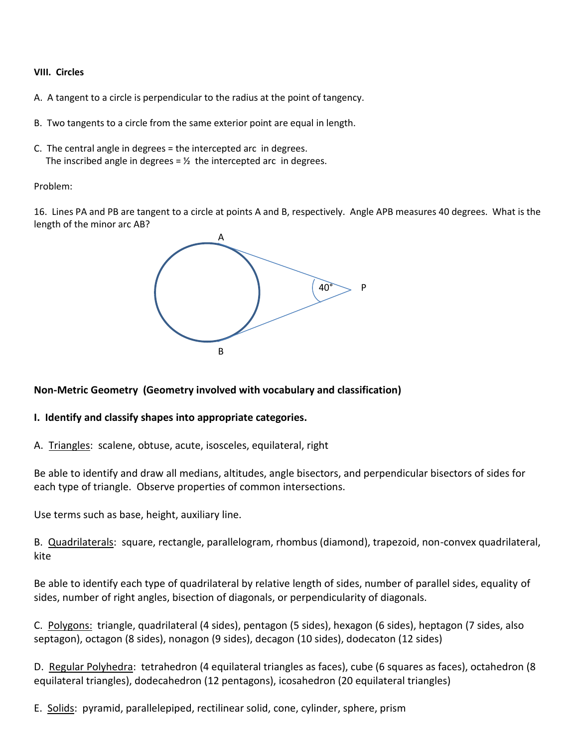**VIII. Circles**

A. A tangent to a circle is perpendicular to the radius at the point of tangency.

B. Two tangents to a circle from the same exterior point are equal in length.

C. The central angle in degrees = the intercepted arc in degrees.
The inscribed angle in degrees = ½ the intercepted arc in degrees.

Problem:

16. Lines PA and PB are tangent to a circle at points A and B, respectively. Angle APB measures 40 degrees. What is the length of the minor arc AB?

A

40° P

B

**Non-Metric Geometry (Geometry involved with vocabulary and classification)**

**I. Identify and classify shapes into appropriate categories.**

A. Triangles: scalene, obtuse, acute, isosceles, equilateral, right

Be able to identify and draw all medians, altitudes, angle bisectors, and perpendicular bisectors of sides for each type of triangle. Observe properties of common intersections.

Use terms such as base, height, auxiliary line.

B. Quadrilaterals: square, rectangle, parallelogram, rhombus (diamond), trapezoid, non-convex quadrilateral, kite

Be able to identify each type of quadrilateral by relative length of sides, number of parallel sides, equality of sides, number of right angles, bisection of diagonals, or perpendicularity of diagonals.

C. Polygons: triangle, quadrilateral (4 sides), pentagon (5 sides), hexagon (6 sides), heptagon (7 sides, also septagon), octagon (8 sides), nonagon (9 sides), decagon (10 sides), dodecaton (12 sides)

D. Regular Polyhedra: tetrahedron (4 equilateral triangles as faces), cube (6 squares as faces), octahedron (8 equilateral triangles), dodecahedron (12 pentagons), icosahedron (20 equilateral triangles)

E. Solids: pyramid, parallelepiped, rectilinear solid, cone, cylinder, sphere, prism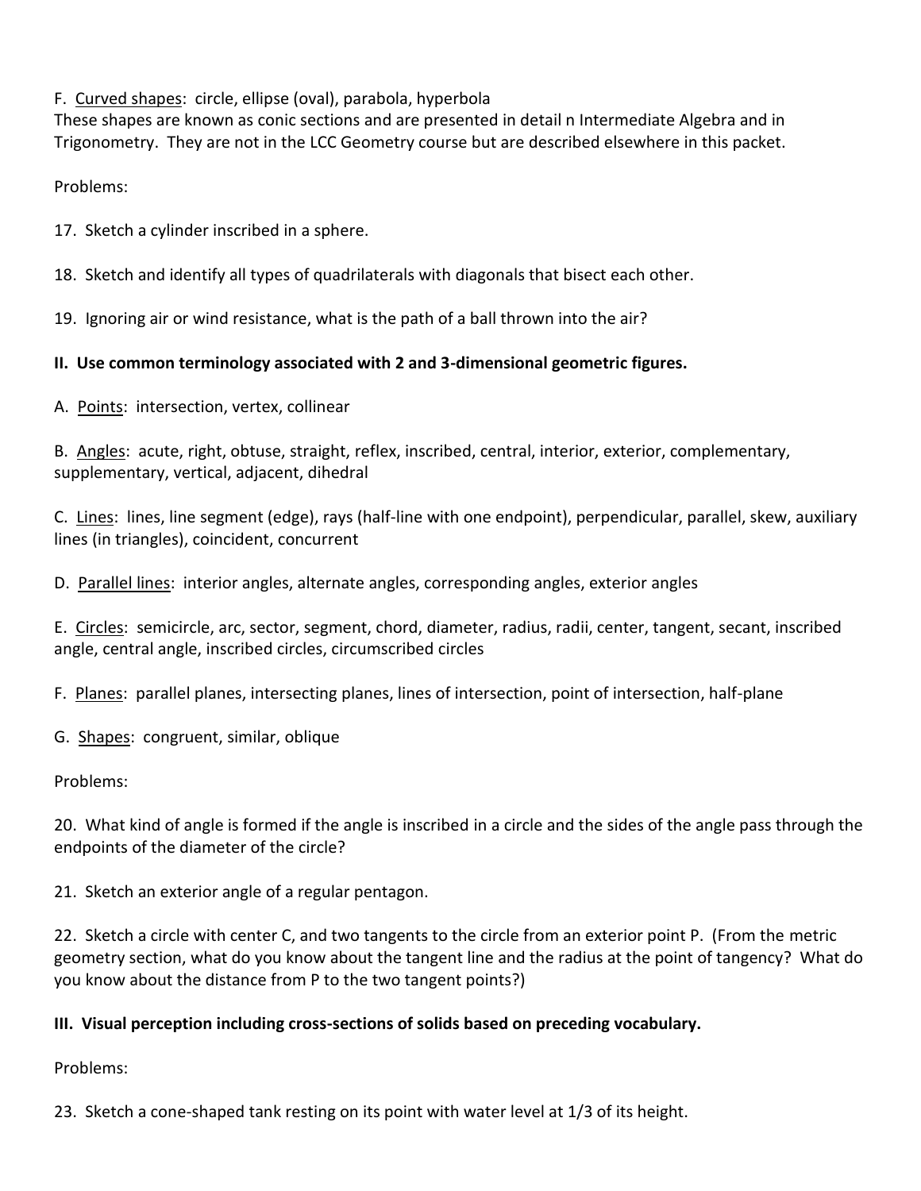F. <u>Curved shapes</u>: circle, ellipse (oval), parabola, hyperbola

These shapes are known as conic sections and are presented in detail n Intermediate Algebra and in Trigonometry. They are not in the LCC Geometry course but are described elsewhere in this packet.

Problems:

17. Sketch a cylinder inscribed in a sphere.

18. Sketch and identify all types of quadrilaterals with diagonals that bisect each other.

19. Ignoring air or wind resistance, what is the path of a ball thrown into the air?

**II. Use common terminology associated with 2 and 3-dimensional geometric figures.**

A. <u>Points</u>: intersection, vertex, collinear

B. <u>Angles</u>: acute, right, obtuse, straight, reflex, inscribed, central, interior, exterior, complementary, supplementary, vertical, adjacent, dihedral

C. <u>Lines</u>: lines, line segment (edge), rays (half-line with one endpoint), perpendicular, parallel, skew, auxiliary lines (in triangles), coincident, concurrent

D. <u>Parallel lines</u>: interior angles, alternate angles, corresponding angles, exterior angles

E. <u>Circles</u>: semicircle, arc, sector, segment, chord, diameter, radius, radii, center, tangent, secant, inscribed angle, central angle, inscribed circles, circumscribed circles

F. <u>Planes</u>: parallel planes, intersecting planes, lines of intersection, point of intersection, half-plane

G. <u>Shapes</u>: congruent, similar, oblique

Problems:

20. What kind of angle is formed if the angle is inscribed in a circle and the sides of the angle pass through the endpoints of the diameter of the circle?

21. Sketch an exterior angle of a regular pentagon.

22. Sketch a circle with center C, and two tangents to the circle from an exterior point P. (From the metric geometry section, what do you know about the tangent line and the radius at the point of tangency? What do you know about the distance from P to the two tangent points?)

**III. Visual perception including cross-sections of solids based on preceding vocabulary.**

Problems:

23. Sketch a cone-shaped tank resting on its point with water level at 1/3 of its height.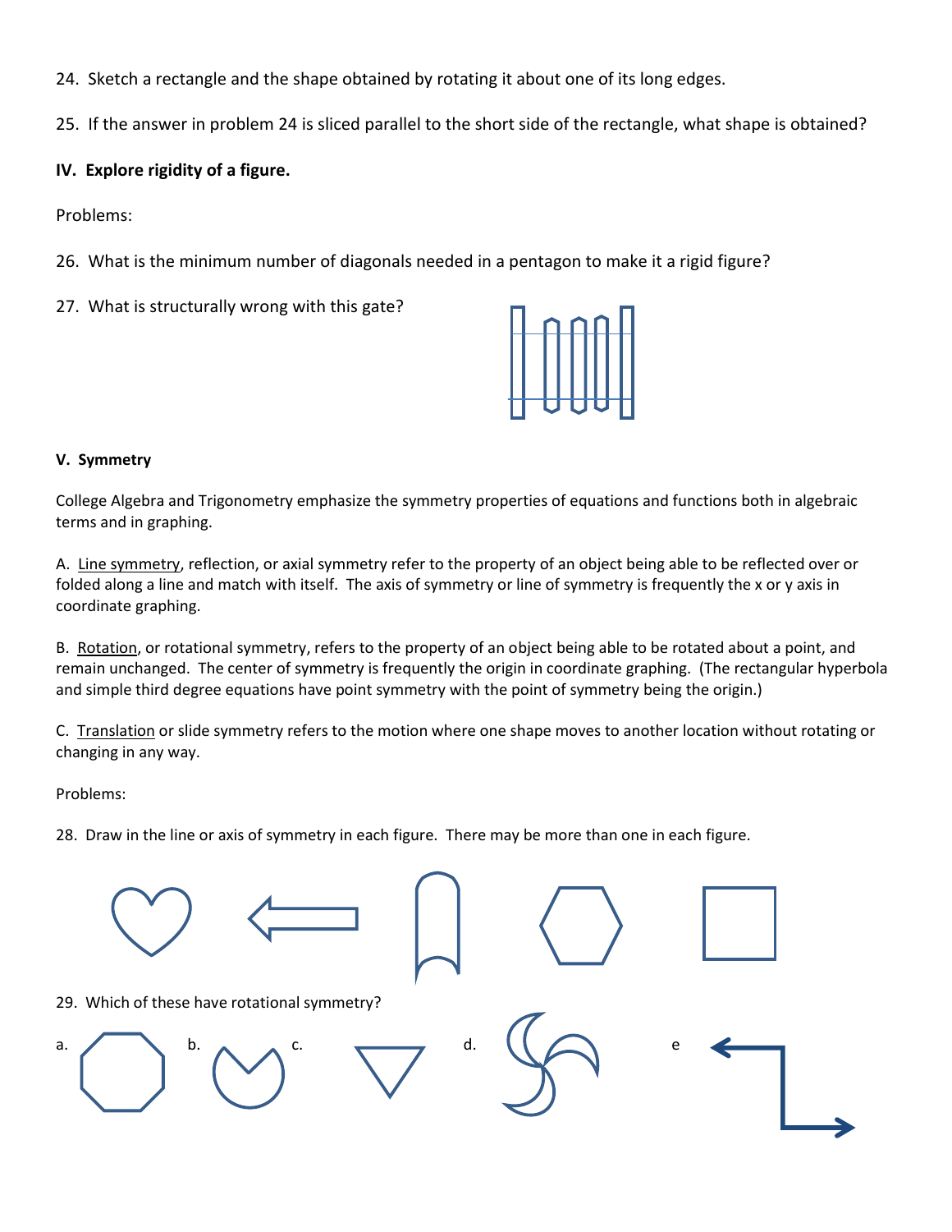24. Sketch a rectangle and the shape obtained by rotating it about one of its long edges.

25. If the answer in problem 24 is sliced parallel to the short side of the rectangle, what shape is obtained?

**IV. Explore rigidity of a figure.**

Problems:

26. What is the minimum number of diagonals needed in a pentagon to make it a rigid figure?

27. What is structurally wrong with this gate?

**V. Symmetry**

College Algebra and Trigonometry emphasize the symmetry properties of equations and functions both in algebraic terms and in graphing.

A. Line symmetry, reflection, or axial symmetry refer to the property of an object being able to be reflected over or folded along a line and match with itself. The axis of symmetry or line of symmetry is frequently the x or y axis in coordinate graphing.

B. Rotation, or rotational symmetry, refers to the property of an object being able to be rotated about a point, and remain unchanged. The center of symmetry is frequently the origin in coordinate graphing. (The rectangular hyperbola and simple third degree equations have point symmetry with the point of symmetry being the origin.)

C. Translation or slide symmetry refers to the motion where one shape moves to another location without rotating or changing in any way.

Problems:

28. Draw in the line or axis of symmetry in each figure. There may be more than one in each figure.

29. Which of these have rotational symmetry?

a. b. c. d. e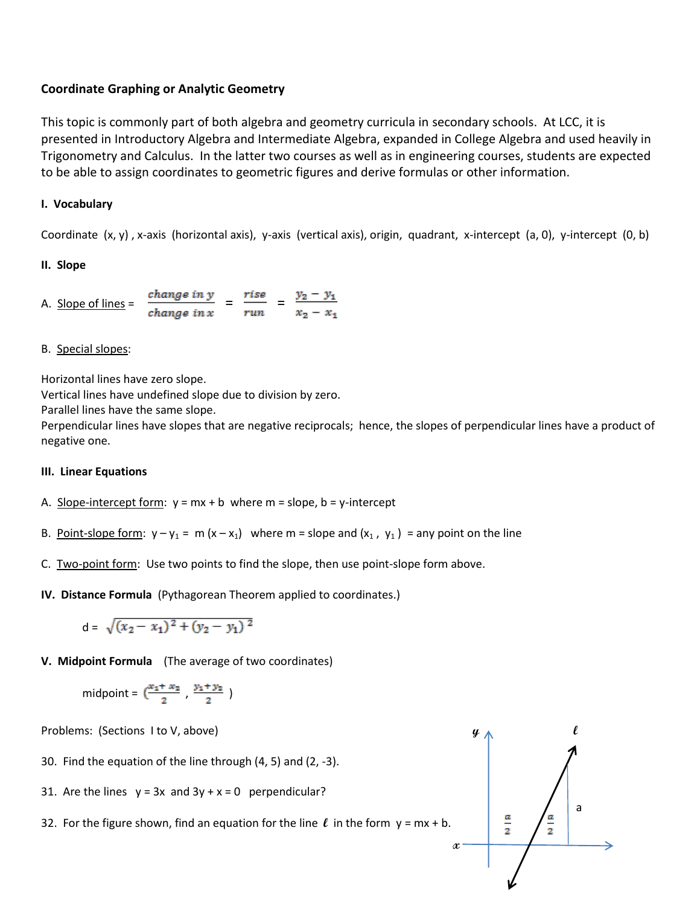**Coordinate Graphing or Analytic Geometry**

This topic is commonly part of both algebra and geometry curricula in secondary schools. At LCC, it is presented in Introductory Algebra and Intermediate Algebra, expanded in College Algebra and used heavily in Trigonometry and Calculus. In the latter two courses as well as in engineering courses, students are expected to be able to assign coordinates to geometric figures and derive formulas or other information.

**I. Vocabulary**

Coordinate $(x, y)$, x-axis (horizontal axis), y-axis (vertical axis), origin, quadrant, x-intercept $(a, 0)$, y-intercept $(0, b)$

**II. Slope**

A. Slope of lines = $\dfrac{\text{change in } y}{\text{change in } x} = \dfrac{rise}{run} = \dfrac{y_2 - y_1}{x_2 - x_1}$

B. Special slopes:

Horizontal lines have zero slope.
Vertical lines have undefined slope due to division by zero.
Parallel lines have the same slope.
Perpendicular lines have slopes that are negative reciprocals; hence, the slopes of perpendicular lines have a product of negative one.

**III. Linear Equations**

A. Slope-intercept form: $y = mx + b$ where $m$ = slope, $b$ = y-intercept

B. Point-slope form: $y - y_1 = m(x - x_1)$ where $m$ = slope and $(x_1, y_1)$ = any point on the line

C. Two-point form: Use two points to find the slope, then use point-slope form above.

**IV. Distance Formula** (Pythagorean Theorem applied to coordinates.)

$$d = \sqrt{(x_2 - x_1)^2 + (y_2 - y_1)^2}$$

**V. Midpoint Formula** (The average of two coordinates)

$$\text{midpoint} = \left(\frac{x_1 + x_2}{2}, \frac{y_1 + y_2}{2}\right)$$

Problems: (Sections I to V, above)

30. Find the equation of the line through (4, 5) and (2, -3).

31. Are the lines $y = 3x$ and $3y + x = 0$ perpendicular?

32. For the figure shown, find an equation for the line $\ell$ in the form $y = mx + b$.

$y$
$\ell$
$a$
$\frac{a}{2}$
$\frac{a}{2}$
$x$